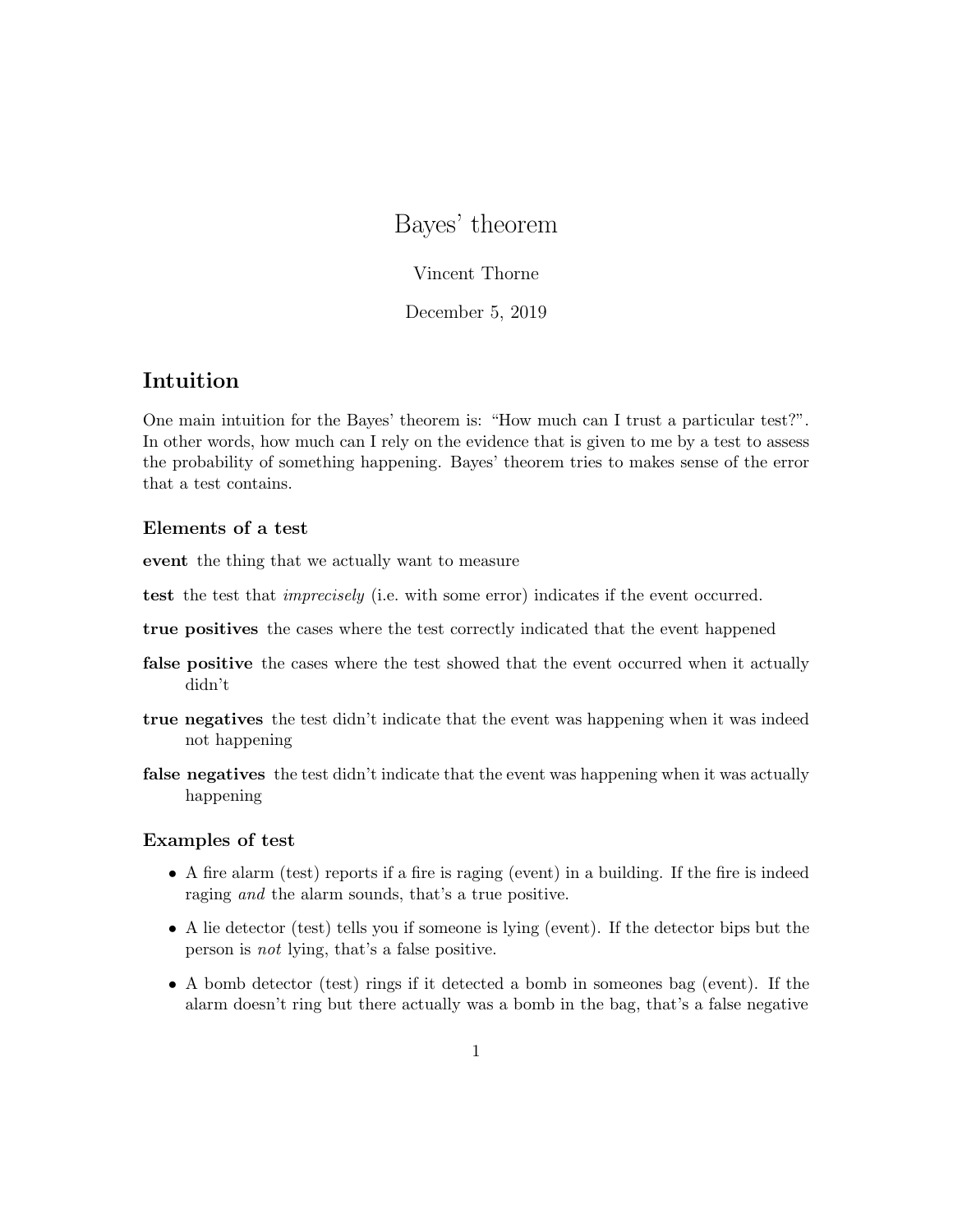# Bayes' theorem

Vincent Thorne

December 5, 2019

## Intuition

One main intuition for the Bayes' theorem is: "How much can I trust a particular test?". In other words, how much can I rely on the evidence that is given to me by a test to assess the probability of something happening. Bayes' theorem tries to makes sense of the error that a test contains.

### Elements of a test

**event** the thing that we actually want to measure

**test** the test that *imprecisely* (i.e. with some error) indicates if the event occurred.

**true positives** the cases where the test correctly indicated that the event happened

**false positive** the cases where the test showed that the event occurred when it actually didn't

**true negatives** the test didn't indicate that the event was happening when it was indeed not happening

**false negatives** the test didn't indicate that the event was happening when it was actually happening

### Examples of test

- A fire alarm (test) reports if a fire is raging (event) in a building. If the fire is indeed raging *and* the alarm sounds, that's a true positive.
- A lie detector (test) tells you if someone is lying (event). If the detector bips but the person is *not* lying, that's a false positive.
- A bomb detector (test) rings if it detected a bomb in someones bag (event). If the alarm doesn't ring but there actually was a bomb in the bag, that's a false negative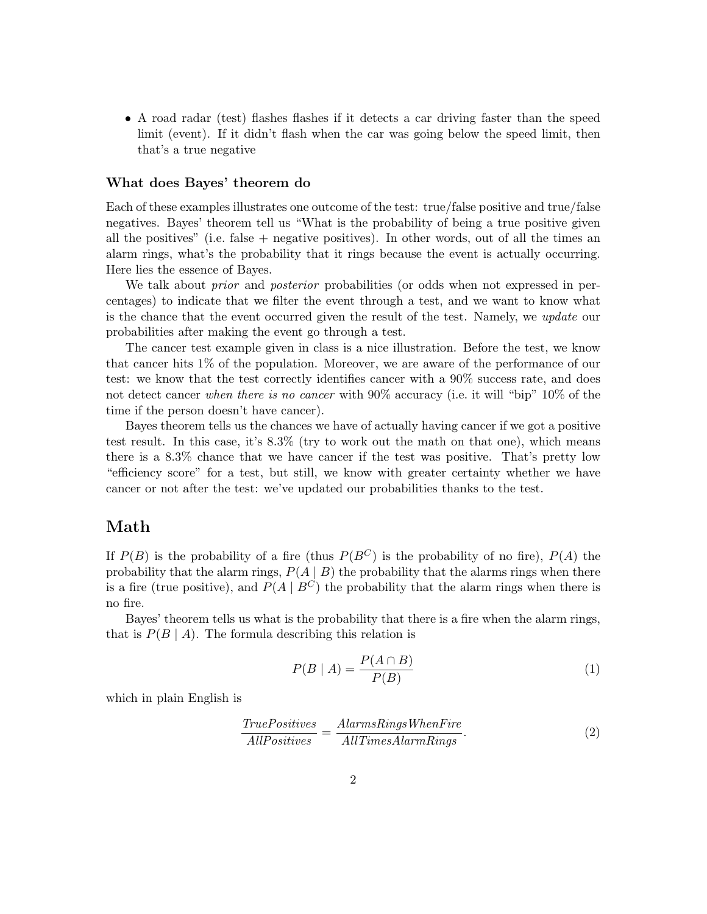- A road radar (test) flashes flashes if it detects a car driving faster than the speed limit (event). If it didn't flash when the car was going below the speed limit, then that's a true negative

### What does Bayes' theorem do

Each of these examples illustrates one outcome of the test: true/false positive and true/false negatives. Bayes' theorem tell us "What is the probability of being a true positive given all the positives" (i.e. false + negative positives). In other words, out of all the times an alarm rings, what's the probability that it rings because the event is actually occurring. Here lies the essence of Bayes.

We talk about *prior* and *posterior* probabilities (or odds when not expressed in percentages) to indicate that we filter the event through a test, and we want to know what is the chance that the event occurred given the result of the test. Namely, we *update* our probabilities after making the event go through a test.

The cancer test example given in class is a nice illustration. Before the test, we know that cancer hits 1% of the population. Moreover, we are aware of the performance of our test: we know that the test correctly identifies cancer with a 90% success rate, and does not detect cancer *when there is no cancer* with 90% accuracy (i.e. it will "bip" 10% of the time if the person doesn't have cancer).

Bayes theorem tells us the chances we have of actually having cancer if we got a positive test result. In this case, it's 8.3% (try to work out the math on that one), which means there is a 8.3% chance that we have cancer if the test was positive. That's pretty low "efficiency score" for a test, but still, we know with greater certainty whether we have cancer or not after the test: we've updated our probabilities thanks to the test.

## Math

If $P(B)$ is the probability of a fire (thus $P(B^C)$ is the probability of no fire), $P(A)$ the probability that the alarm rings, $P(A \mid B)$ the probability that the alarms rings when there is a fire (true positive), and $P(A \mid B^C)$ the probability that the alarm rings when there is no fire.

Bayes' theorem tells us what is the probability that there is a fire when the alarm rings, that is $P(B \mid A)$. The formula describing this relation is

$$P(B \mid A) = \frac{P(A \cap B)}{P(B)} \tag{1}$$

which in plain English is

$$\frac{TruePositives}{AllPositives} = \frac{AlarmsRingsWhenFire}{AllTimesAlarmRings}. \tag{2}$$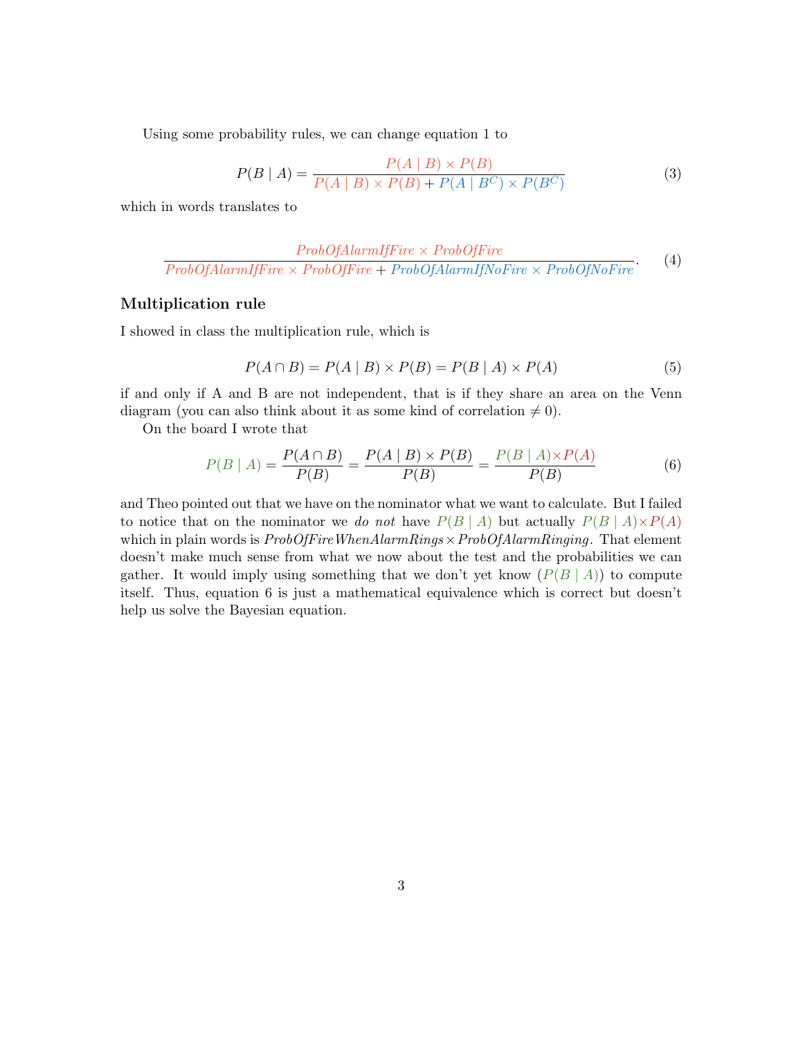Using some probability rules, we can change equation 1 to

$$P(B \mid A) = \frac{P(A \mid B) \times P(B)}{P(A \mid B) \times P(B) + P(A \mid B^C) \times P(B^C)} \tag{3}$$

which in words translates to

$$\frac{\mathit{ProbOfAlarmIfFire} \times \mathit{ProbOfFire}}{\mathit{ProbOfAlarmIfFire} \times \mathit{ProbOfFire} + \mathit{ProbOfAlarmIfNoFire} \times \mathit{ProbOfNoFire}}. \tag{4}$$

### Multiplication rule

I showed in class the multiplication rule, which is

$$P(A \cap B) = P(A \mid B) \times P(B) = P(B \mid A) \times P(A) \tag{5}$$

if and only if A and B are not independent, that is if they share an area on the Venn diagram (you can also think about it as some kind of correlation $\neq 0$).

On the board I wrote that

$$P(B \mid A) = \frac{P(A \cap B)}{P(B)} = \frac{P(A \mid B) \times P(B)}{P(B)} = \frac{P(B \mid A) \times P(A)}{P(B)} \tag{6}$$

and Theo pointed out that we have on the nominator what we want to calculate. But I failed to notice that on the nominator we *do not* have $P(B \mid A)$ but actually $P(B \mid A) \times P(A)$ which in plain words is $\mathit{ProbOfFireWhenAlarmRings} \times \mathit{ProbOfAlarmRinging}$. That element doesn't make much sense from what we now about the test and the probabilities we can gather. It would imply using something that we don't yet know ($P(B \mid A)$) to compute itself. Thus, equation 6 is just a mathematical equivalence which is correct but doesn't help us solve the Bayesian equation.